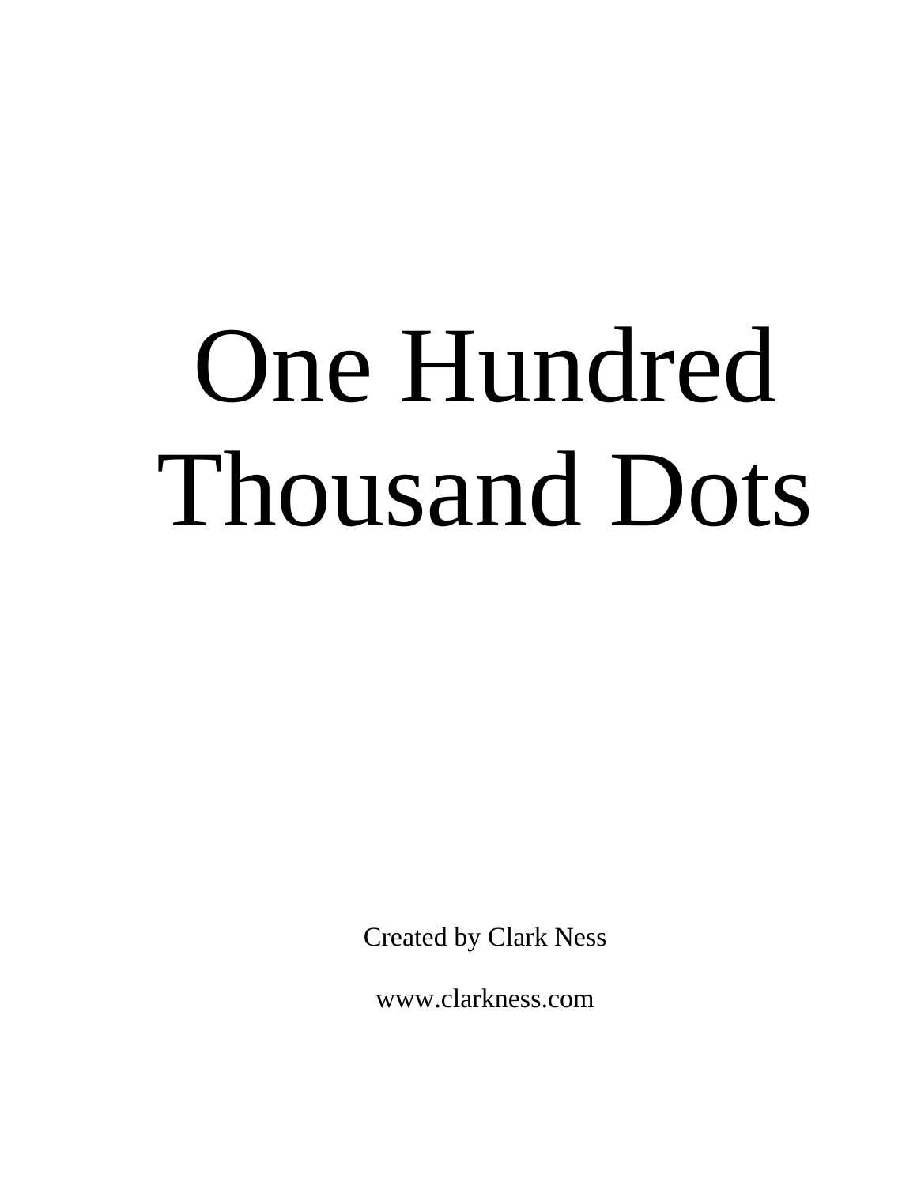# One Hundred Thousand Dots

Created by Clark Ness

www.clarkness.com